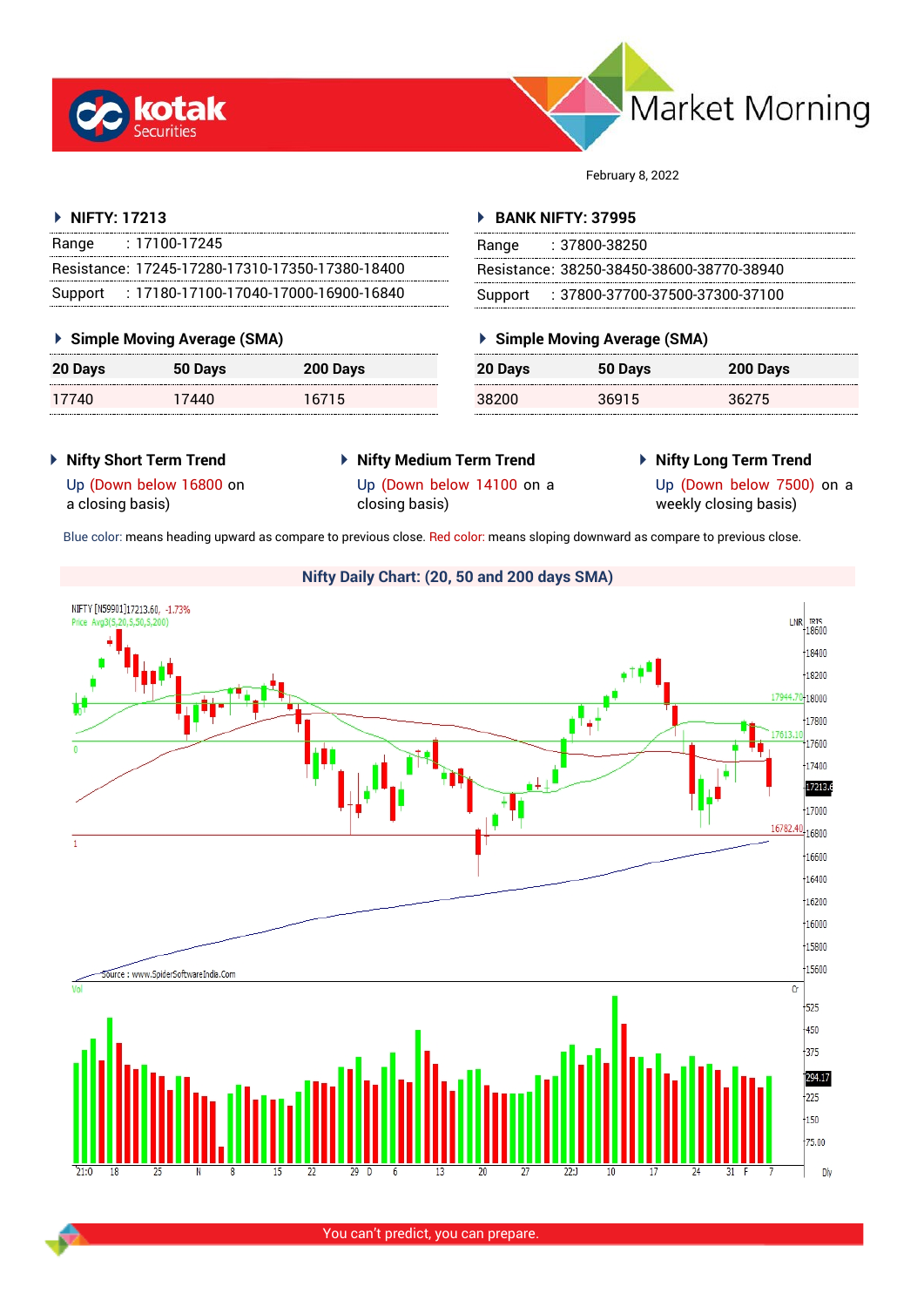# Market Morning

February 8, 2022

## NIFTY: 17213

| | |
|---|---|
| Range | : 17100-17245 |
| Resistance: | 17245-17280-17310-17350-17380-18400 |
| Support | : 17180-17100-17040-17000-16900-16840 |

### Simple Moving Average (SMA)

| 20 Days | 50 Days | 200 Days |
|---|---|---|
| 17740 | 17440 | 16715 |

## BANK NIFTY: 37995

| | |
|---|---|
| Range | : 37800-38250 |
| Resistance: | 38250-38450-38600-38770-38940 |
| Support | : 37800-37700-37500-37300-37100 |

### Simple Moving Average (SMA)

| 20 Days | 50 Days | 200 Days |
|---|---|---|
| 38200 | 36915 | 36275 |

### Nifty Short Term Trend

Up (Down below 16800 on a closing basis)

### Nifty Medium Term Trend

Up (Down below 14100 on a closing basis)

### Nifty Long Term Trend

Up (Down below 7500) on a weekly closing basis)

Blue color: means heading upward as compare to previous close. Red color: means sloping downward as compare to previous close.

### Nifty Daily Chart: (20, 50 and 200 days SMA)

You can't predict, you can prepare.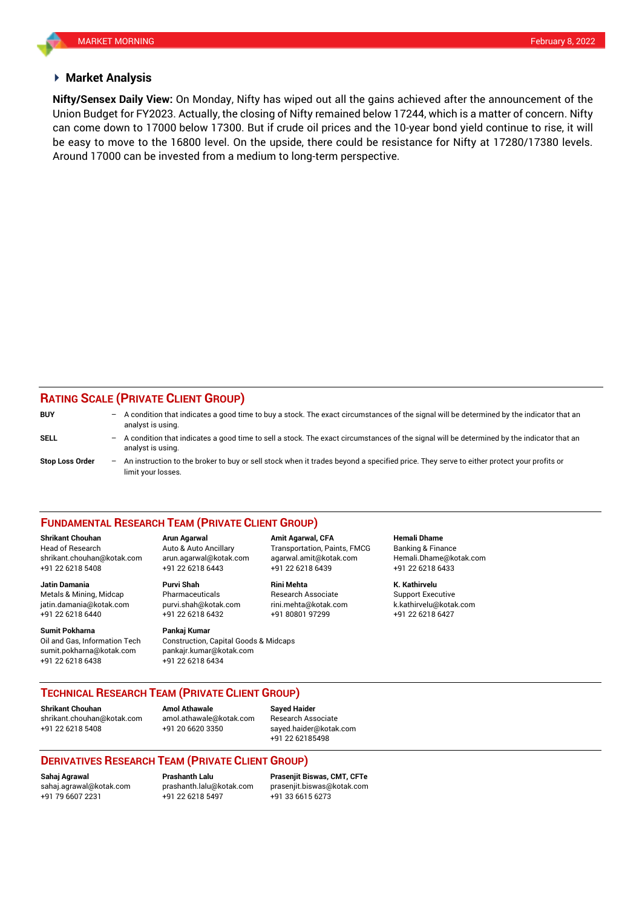## Market Analysis

**Nifty/Sensex Daily View:** On Monday, Nifty has wiped out all the gains achieved after the announcement of the Union Budget for FY2023. Actually, the closing of Nifty remained below 17244, which is a matter of concern. Nifty can come down to 17000 below 17300. But if crude oil prices and the 10-year bond yield continue to rise, it will be easy to move to the 16800 level. On the upside, there could be resistance for Nifty at 17280/17380 levels. Around 17000 can be invested from a medium to long-term perspective.

## RATING SCALE (PRIVATE CLIENT GROUP)

**BUY** – A condition that indicates a good time to buy a stock. The exact circumstances of the signal will be determined by the indicator that an analyst is using.

**SELL** – A condition that indicates a good time to sell a stock. The exact circumstances of the signal will be determined by the indicator that an analyst is using.

**Stop Loss Order** – An instruction to the broker to buy or sell stock when it trades beyond a specified price. They serve to either protect your profits or limit your losses.

## FUNDAMENTAL RESEARCH TEAM (PRIVATE CLIENT GROUP)

**Shrikant Chouhan**
Head of Research
shrikant.chouhan@kotak.com
+91 22 6218 5408

**Arun Agarwal**
Auto & Auto Ancillary
arun.agarwal@kotak.com
+91 22 6218 6443

**Amit Agarwal, CFA**
Transportation, Paints, FMCG
agarwal.amit@kotak.com
+91 22 6218 6439

**Hemali Dhame**
Banking & Finance
Hemali.Dhame@kotak.com
+91 22 6218 6433

**Jatin Damania**
Metals & Mining, Midcap
jatin.damania@kotak.com
+91 22 6218 6440

**Purvi Shah**
Pharmaceuticals
purvi.shah@kotak.com
+91 22 6218 6432

**Rini Mehta**
Research Associate
rini.mehta@kotak.com
+91 80801 97299

**K. Kathirvelu**
Support Executive
k.kathirvelu@kotak.com
+91 22 6218 6427

**Sumit Pokharna**
Oil and Gas, Information Tech
sumit.pokharna@kotak.com
+91 22 6218 6438

**Pankaj Kumar**
Construction, Capital Goods & Midcaps
pankajr.kumar@kotak.com
+91 22 6218 6434

## TECHNICAL RESEARCH TEAM (PRIVATE CLIENT GROUP)

**Shrikant Chouhan**
shrikant.chouhan@kotak.com
+91 22 6218 5408

**Amol Athawale**
amol.athawale@kotak.com
+91 20 6620 3350

**Sayed Haider**
Research Associate
sayed.haider@kotak.com
+91 22 62185498

## DERIVATIVES RESEARCH TEAM (PRIVATE CLIENT GROUP)

**Sahaj Agrawal**
sahaj.agrawal@kotak.com
+91 79 6607 2231

**Prashanth Lalu**
prashanth.lalu@kotak.com
+91 22 6218 5497

**Prasenjit Biswas, CMT, CFTe**
prasenjit.biswas@kotak.com
+91 33 6615 6273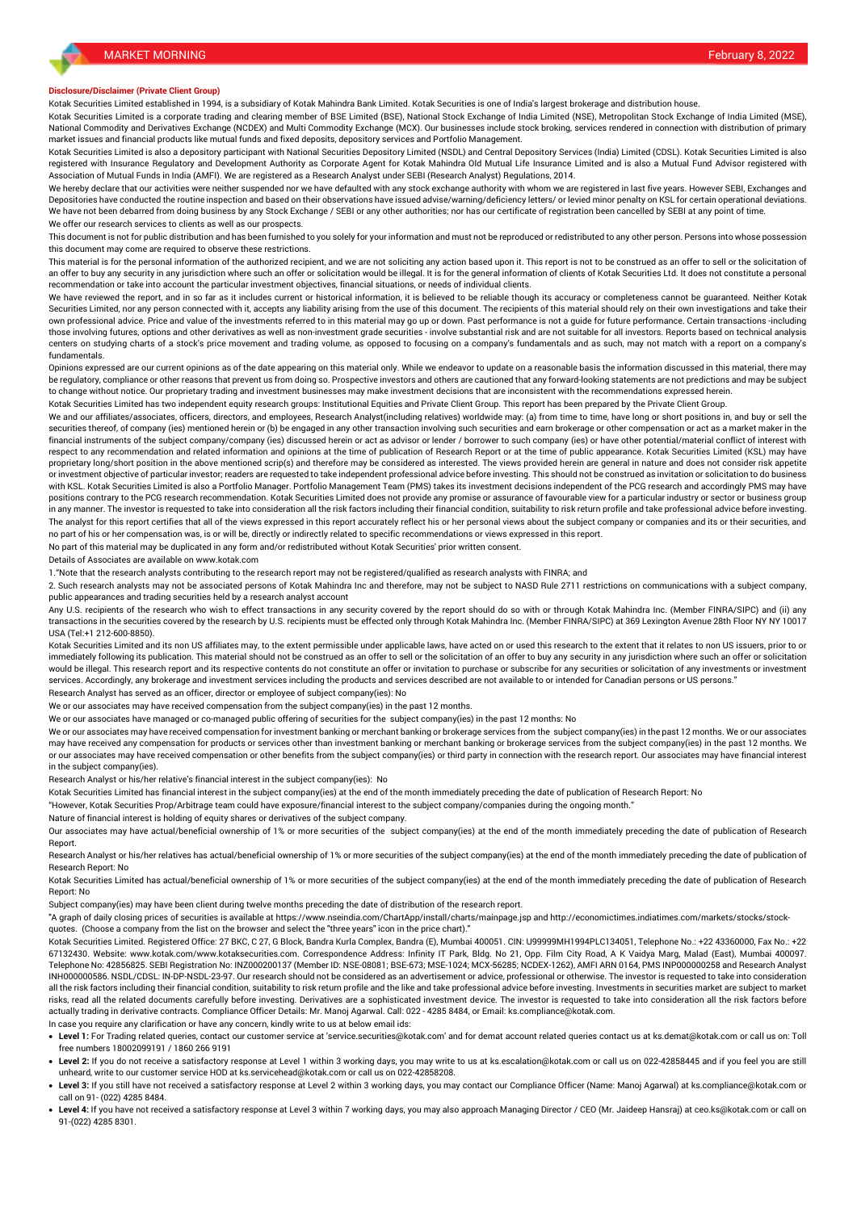**Disclosure/Disclaimer (Private Client Group)**

Kotak Securities Limited established in 1994, is a subsidiary of Kotak Mahindra Bank Limited. Kotak Securities is one of India's largest brokerage and distribution house.

Kotak Securities Limited is a corporate trading and clearing member of BSE Limited (BSE), National Stock Exchange of India Limited (NSE), Metropolitan Stock Exchange of India Limited (MSE), National Commodity and Derivatives Exchange (NCDEX) and Multi Commodity Exchange (MCX). Our businesses include stock broking, services rendered in connection with distribution of primary market issues and financial products like mutual funds and fixed deposits, depository services and Portfolio Management.

Kotak Securities Limited is also a depository participant with National Securities Depository Limited (NSDL) and Central Depository Services (India) Limited (CDSL). Kotak Securities Limited is also registered with Insurance Regulatory and Development Authority as Corporate Agent for Kotak Mahindra Old Mutual Life Insurance Limited and is also a Mutual Fund Advisor registered with Association of Mutual Funds in India (AMFI). We are registered as a Research Analyst under SEBI (Research Analyst) Regulations, 2014.

We hereby declare that our activities were neither suspended nor we have defaulted with any stock exchange authority with whom we are registered in last five years. However SEBI, Exchanges and Depositories have conducted the routine inspection and based on their observations have issued advise/warning/deficiency letters/ or levied minor penalty on KSL for certain operational deviations. We have not been debarred from doing business by any Stock Exchange / SEBI or any other authorities; nor has our certificate of registration been cancelled by SEBI at any point of time.

We offer our research services to clients as well as our prospects.

This document is not for public distribution and has been furnished to you solely for your information and must not be reproduced or redistributed to any other person. Persons into whose possession this document may come are required to observe these restrictions.

This material is for the personal information of the authorized recipient, and we are not soliciting any action based upon it. This report is not to be construed as an offer to sell or the solicitation of an offer to buy any security in any jurisdiction where such an offer or solicitation would be illegal. It is for the general information of clients of Kotak Securities Ltd. It does not constitute a personal recommendation or take into account the particular investment objectives, financial situations, or needs of individual clients.

We have reviewed the report, and in so far as it includes current or historical information, it is believed to be reliable though its accuracy or completeness cannot be guaranteed. Neither Kotak Securities Limited, nor any person connected with it, accepts any liability arising from the use of this document. The recipients of this material should rely on their own investigations and take their own professional advice. Price and value of the investments referred to in this material may go up or down. Past performance is not a guide for future performance. Certain transactions -including those involving futures, options and other derivatives as well as non-investment grade securities - involve substantial risk and are not suitable for all investors. Reports based on technical analysis centers on studying charts of a stock's price movement and trading volume, as opposed to focusing on a company's fundamentals and as such, may not match with a report on a company's fundamentals.

Opinions expressed are our current opinions as of the date appearing on this material only. While we endeavor to update on a reasonable basis the information discussed in this material, there may be regulatory, compliance or other reasons that prevent us from doing so. Prospective investors and others are cautioned that any forward-looking statements are not predictions and may be subject to change without notice. Our proprietary trading and investment businesses may make investment decisions that are inconsistent with the recommendations expressed herein.

Kotak Securities Limited has two independent equity research groups: Institutional Equities and Private Client Group. This report has been prepared by the Private Client Group.

We and our affiliates/associates, officers, directors, and employees, Research Analyst(including relatives) worldwide may: (a) from time to time, have long or short positions in, and buy or sell the securities thereof, of company (ies) mentioned herein or (b) be engaged in any other transaction involving such securities and earn brokerage or other compensation or act as a market maker in the financial instruments of the subject company/company (ies) discussed herein or act as advisor or lender / borrower to such company (ies) or have other potential/material conflict of interest with respect to any recommendation and related information and opinions at the time of publication of Research Report or at the time of public appearance. Kotak Securities Limited (KSL) may have proprietary long/short position in the above mentioned scrip(s) and therefore may be considered as interested. The views provided herein are general in nature and does not consider risk appetite or investment objective of particular investor; readers are requested to take independent professional advice before investing. This should not be construed as invitation or solicitation to do business with KSL. Kotak Securities Limited is also a Portfolio Manager. Portfolio Management Team (PMS) takes its investment decisions independent of the PCG research and accordingly PMS may have positions contrary to the PCG research recommendation. Kotak Securities Limited does not provide any promise or assurance of favourable view for a particular industry or sector or business group in any manner. The investor is requested to take into consideration all the risk factors including their financial condition, suitability to risk return profile and take professional advice before investing.

The analyst for this report certifies that all of the views expressed in this report accurately reflect his or her personal views about the subject company or companies and its or their securities, and no part of his or her compensation was, is or will be, directly or indirectly related to specific recommendations or views expressed in this report.

No part of this material may be duplicated in any form and/or redistributed without Kotak Securities' prior written consent.

Details of Associates are available on www.kotak.com

1."Note that the research analysts contributing to the research report may not be registered/qualified as research analysts with FINRA; and

2. Such research analysts may not be associated persons of Kotak Mahindra Inc and therefore, may not be subject to NASD Rule 2711 restrictions on communications with a subject company, public appearances and trading securities held by a research analyst account

Any U.S. recipients of the research who wish to effect transactions in any security covered by the report should do so with or through Kotak Mahindra Inc. (Member FINRA/SIPC) and (ii) any transactions in the securities covered by the research by U.S. recipients must be effected only through Kotak Mahindra Inc. (Member FINRA/SIPC) at 369 Lexington Avenue 28th Floor NY NY 10017 USA (Tel:+1 212-600-8850).

Kotak Securities Limited and its non US affiliates may, to the extent permissible under applicable laws, have acted on or used this research to the extent that it relates to non US issuers, prior to or immediately following its publication. This material should not be construed as an offer to sell or the solicitation of an offer to buy any security in any jurisdiction where such an offer or solicitation would be illegal. This research report and its respective contents do not constitute an offer or invitation to purchase or subscribe for any securities or solicitation of any investments or investment services. Accordingly, any brokerage and investment services including the products and services described are not available to or intended for Canadian persons or US persons."

Research Analyst has served as an officer, director or employee of subject company(ies): No

We or our associates may have received compensation from the subject company(ies) in the past 12 months.

We or our associates have managed or co-managed public offering of securities for the subject company(ies) in the past 12 months: No

We or our associates may have received compensation for investment banking or merchant banking or brokerage services from the subject company(ies) in the past 12 months. We or our associates may have received any compensation for products or services other than investment banking or merchant banking or brokerage services from the subject company(ies) in the past 12 months. We or our associates may have received compensation or other benefits from the subject company(ies) or third party in connection with the research report. Our associates may have financial interest in the subject company(ies).

Research Analyst or his/her relative's financial interest in the subject company(ies): No

Kotak Securities Limited has financial interest in the subject company(ies) at the end of the month immediately preceding the date of publication of Research Report: No

"However, Kotak Securities Prop/Arbitrage team could have exposure/financial interest to the subject company/companies during the ongoing month."

Nature of financial interest is holding of equity shares or derivatives of the subject company.

Our associates may have actual/beneficial ownership of 1% or more securities of the subject company(ies) at the end of the month immediately preceding the date of publication of Research Report.

Research Analyst or his/her relatives has actual/beneficial ownership of 1% or more securities of the subject company(ies) at the end of the month immediately preceding the date of publication of Research Report: No

Kotak Securities Limited has actual/beneficial ownership of 1% or more securities of the subject company(ies) at the end of the month immediately preceding the date of publication of Research Report: No

Subject company(ies) may have been client during twelve months preceding the date of distribution of the research report.

"A graph of daily closing prices of securities is available at https://www.nseindia.com/ChartApp/install/charts/mainpage.jsp and http://economictimes.indiatimes.com/markets/stocks/stock-quotes. (Choose a company from the list on the browser and select the "three years" icon in the price chart)."

Kotak Securities Limited. Registered Office: 27 BKC, C 27, G Block, Bandra Kurla Complex, Bandra (E), Mumbai 400051. CIN: U99999MH1994PLC134051, Telephone No.: +22 43360000, Fax No.: +22 67132430. Website: www.kotak.com/www.kotaksecurities.com. Correspondence Address: Infinity IT Park, Bldg. No 21, Opp. Film City Road, A K Vaidya Marg, Malad (East), Mumbai 400097. Telephone No: 42856825. SEBI Registration No: INZ000200137 (Member ID: NSE-08081; BSE-673; MSE-1024; MCX-56285; NCDEX-1262), AMFI ARN 0164, PMS INP000000258 and Research Analyst INH000000586. NSDL/CDSL: IN-DP-NSDL-23-97. Our research should not be considered as an advertisement or advice, professional or otherwise. The investor is requested to take into consideration all the risk factors including their financial condition, suitability to risk return profile and the like and take professional advice before investing. Investments in securities market are subject to market risks, read all the related documents carefully before investing. Derivatives are a sophisticated investment device. The investor is requested to take into consideration all the risk factors before actually trading in derivative contracts. Compliance Officer Details: Mr. Manoj Agarwal. Call: 022 - 4285 8484, or Email: ks.compliance@kotak.com.

In case you require any clarification or have any concern, kindly write to us at below email ids:

- **Level 1:** For Trading related queries, contact our customer service at 'service.securities@kotak.com' and for demat account related queries contact us at ks.demat@kotak.com or call us on: Toll free numbers 18002099191 / 1860 266 9191
- **Level 2:** If you do not receive a satisfactory response at Level 1 within 3 working days, you may write to us at ks.escalation@kotak.com or call us on 022-42858445 and if you feel you are still unheard, write to our customer service HOD at ks.servicehead@kotak.com or call us on 022-42858208.
- **Level 3:** If you still have not received a satisfactory response at Level 2 within 3 working days, you may contact our Compliance Officer (Name: Manoj Agarwal) at ks.compliance@kotak.com or call on 91- (022) 4285 8484.
- **Level 4:** If you have not received a satisfactory response at Level 3 within 7 working days, you may also approach Managing Director / CEO (Mr. Jaideep Hansraj) at ceo.ks@kotak.com or call on 91-(022) 4285 8301.